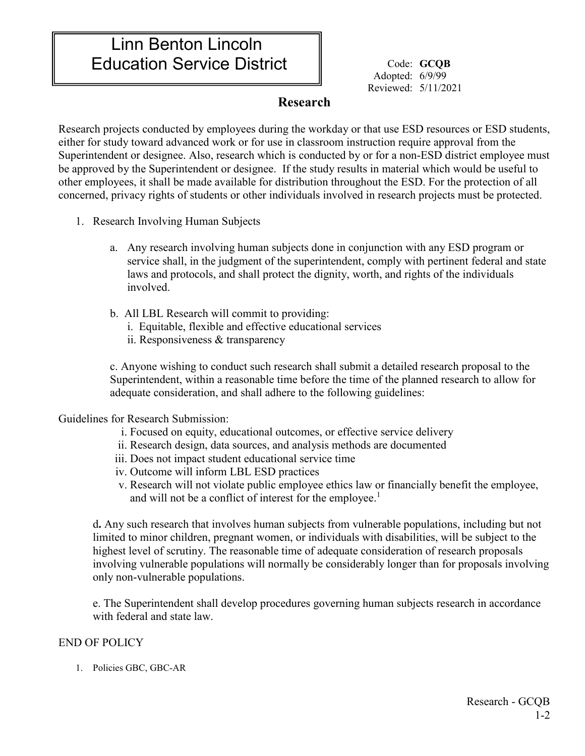# Linn Benton Lincoln Education Service District

Code: **GCQB**
Adopted: 6/9/99
Reviewed: 5/11/2021

## Research

Research projects conducted by employees during the workday or that use ESD resources or ESD students, either for study toward advanced work or for use in classroom instruction require approval from the Superintendent or designee. Also, research which is conducted by or for a non-ESD district employee must be approved by the Superintendent or designee. If the study results in material which would be useful to other employees, it shall be made available for distribution throughout the ESD. For the protection of all concerned, privacy rights of students or other individuals involved in research projects must be protected.

1. Research Involving Human Subjects

   a. Any research involving human subjects done in conjunction with any ESD program or service shall, in the judgment of the superintendent, comply with pertinent federal and state laws and protocols, and shall protect the dignity, worth, and rights of the individuals involved.

   b. All LBL Research will commit to providing:
      i. Equitable, flexible and effective educational services
      ii. Responsiveness & transparency

   c. Anyone wishing to conduct such research shall submit a detailed research proposal to the Superintendent, within a reasonable time before the time of the planned research to allow for adequate consideration, and shall adhere to the following guidelines:

Guidelines for Research Submission:

i. Focused on equity, educational outcomes, or effective service delivery
ii. Research design, data sources, and analysis methods are documented
iii. Does not impact student educational service time
iv. Outcome will inform LBL ESD practices
v. Research will not violate public employee ethics law or financially benefit the employee, and will not be a conflict of interest for the employee.[1]

**d.** Any such research that involves human subjects from vulnerable populations, including but not limited to minor children, pregnant women, or individuals with disabilities, will be subject to the highest level of scrutiny. The reasonable time of adequate consideration of research proposals involving vulnerable populations will normally be considerably longer than for proposals involving only non-vulnerable populations.

e. The Superintendent shall develop procedures governing human subjects research in accordance with federal and state law.

END OF POLICY

1. Policies GBC, GBC-AR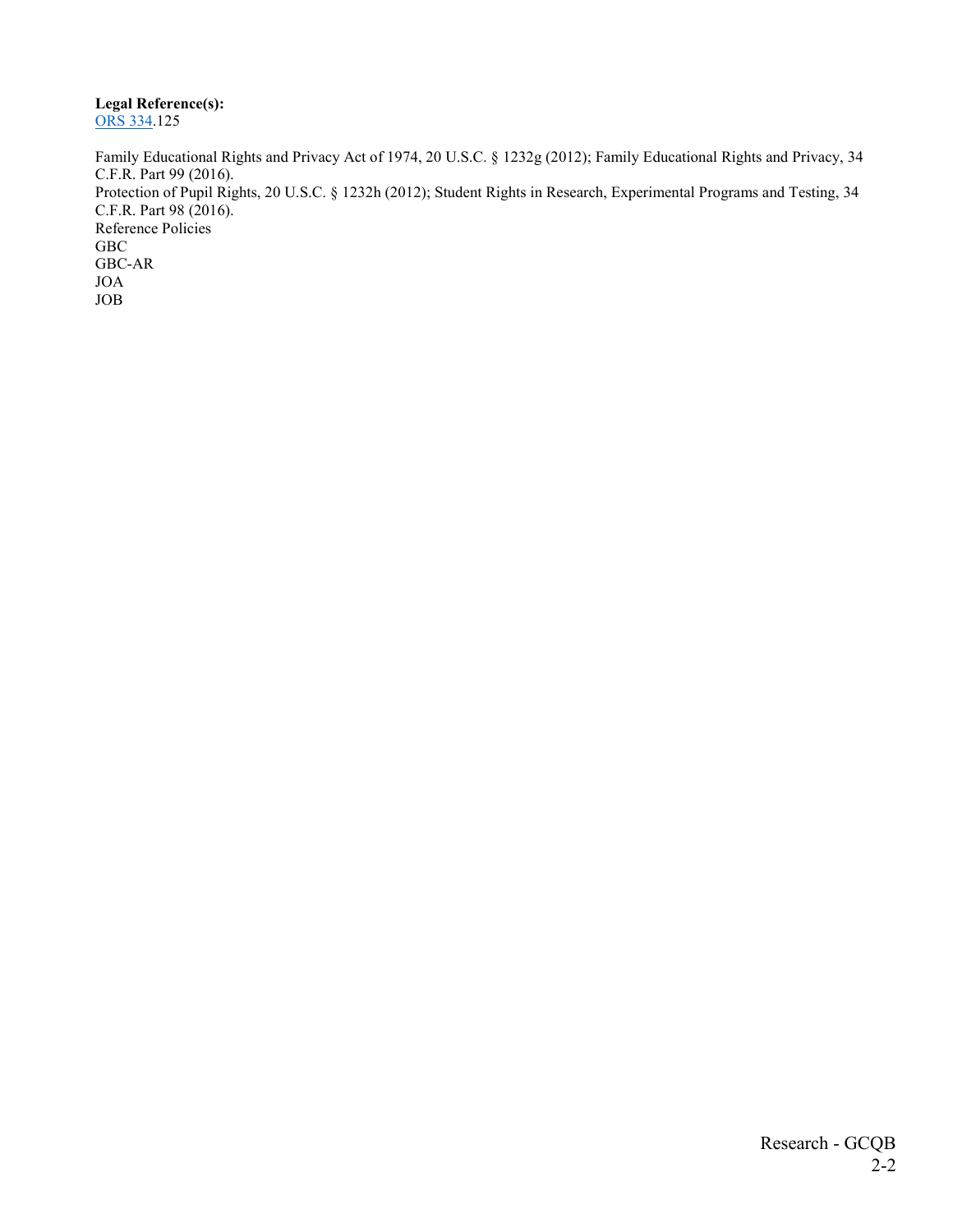**Legal Reference(s):**
ORS 334.125

Family Educational Rights and Privacy Act of 1974, 20 U.S.C. § 1232g (2012); Family Educational Rights and Privacy, 34 C.F.R. Part 99 (2016).
Protection of Pupil Rights, 20 U.S.C. § 1232h (2012); Student Rights in Research, Experimental Programs and Testing, 34 C.F.R. Part 98 (2016).
Reference Policies
GBC
GBC-AR
JOA
JOB